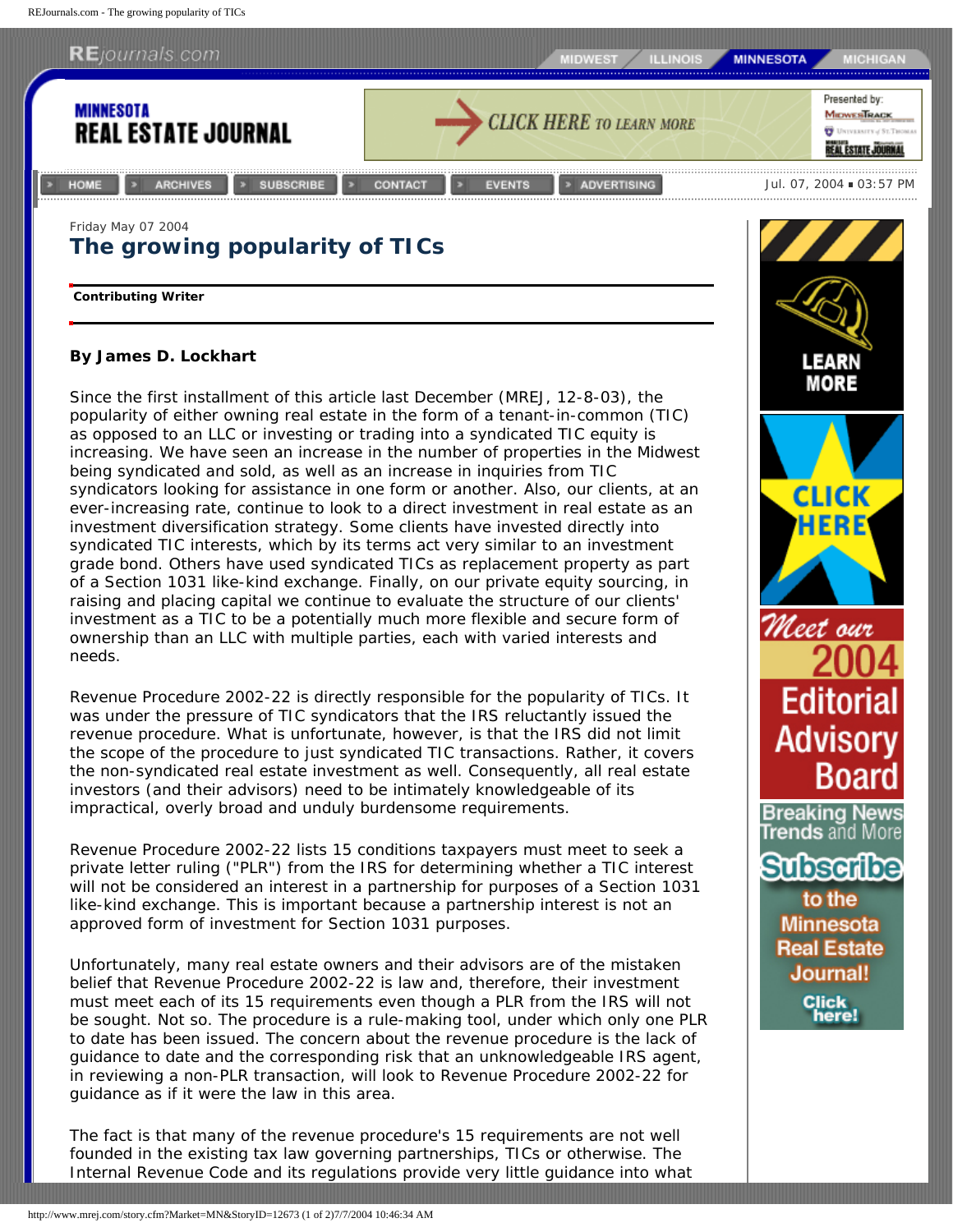Friday May 07 2004

# The growing popularity of TICs

**Contributing Writer**

**By James D. Lockhart**

Since the first installment of this article last December (MREJ, 12-8-03), the popularity of either owning real estate in the form of a tenant-in-common (TIC) as opposed to an LLC or investing or trading into a syndicated TIC equity is increasing. We have seen an increase in the number of properties in the Midwest being syndicated and sold, as well as an increase in inquiries from TIC syndicators looking for assistance in one form or another. Also, our clients, at an ever-increasing rate, continue to look to a direct investment in real estate as an investment diversification strategy. Some clients have invested directly into syndicated TIC interests, which by its terms act very similar to an investment grade bond. Others have used syndicated TICs as replacement property as part of a Section 1031 like-kind exchange. Finally, on our private equity sourcing, in raising and placing capital we continue to evaluate the structure of our clients' investment as a TIC to be a potentially much more flexible and secure form of ownership than an LLC with multiple parties, each with varied interests and needs.

Revenue Procedure 2002-22 is directly responsible for the popularity of TICs. It was under the pressure of TIC syndicators that the IRS reluctantly issued the revenue procedure. What is unfortunate, however, is that the IRS did not limit the scope of the procedure to just syndicated TIC transactions. Rather, it covers the non-syndicated real estate investment as well. Consequently, all real estate investors (and their advisors) need to be intimately knowledgeable of its impractical, overly broad and unduly burdensome requirements.

Revenue Procedure 2002-22 lists 15 conditions taxpayers must meet to seek a private letter ruling ("PLR") from the IRS for determining whether a TIC interest will not be considered an interest in a partnership for purposes of a Section 1031 like-kind exchange. This is important because a partnership interest is not an approved form of investment for Section 1031 purposes.

Unfortunately, many real estate owners and their advisors are of the mistaken belief that Revenue Procedure 2002-22 is law and, therefore, their investment must meet each of its 15 requirements even though a PLR from the IRS will not be sought. Not so. The procedure is a rule-making tool, under which only one PLR to date has been issued. The concern about the revenue procedure is the lack of guidance to date and the corresponding risk that an unknowledgeable IRS agent, in reviewing a non-PLR transaction, will look to Revenue Procedure 2002-22 for guidance as if it were the law in this area.

The fact is that many of the revenue procedure's 15 requirements are not well founded in the existing tax law governing partnerships, TICs or otherwise. The Internal Revenue Code and its regulations provide very little guidance into what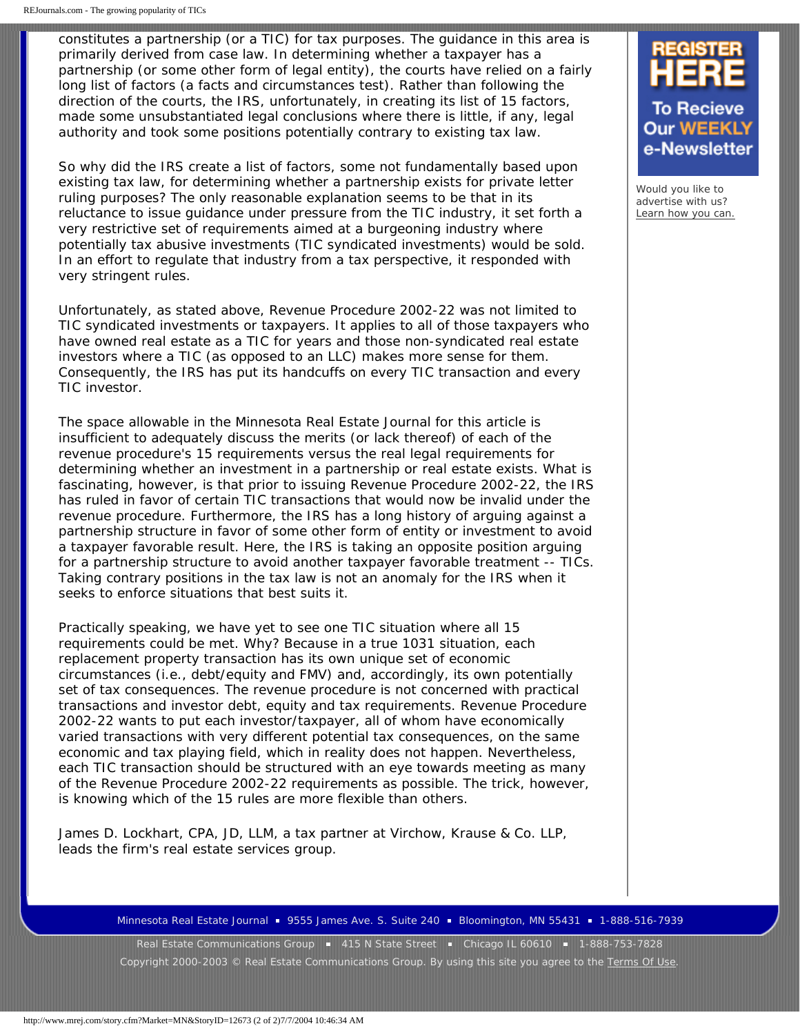constitutes a partnership (or a TIC) for tax purposes. The guidance in this area is primarily derived from case law. In determining whether a taxpayer has a partnership (or some other form of legal entity), the courts have relied on a fairly long list of factors (a facts and circumstances test). Rather than following the direction of the courts, the IRS, unfortunately, in creating its list of 15 factors, made some unsubstantiated legal conclusions where there is little, if any, legal authority and took some positions potentially contrary to existing tax law.

So why did the IRS create a list of factors, some not fundamentally based upon existing tax law, for determining whether a partnership exists for private letter ruling purposes? The only reasonable explanation seems to be that in its reluctance to issue guidance under pressure from the TIC industry, it set forth a very restrictive set of requirements aimed at a burgeoning industry where potentially tax abusive investments (TIC syndicated investments) would be sold. In an effort to regulate that industry from a tax perspective, it responded with very stringent rules.

Unfortunately, as stated above, Revenue Procedure 2002-22 was not limited to TIC syndicated investments or taxpayers. It applies to all of those taxpayers who have owned real estate as a TIC for years and those non-syndicated real estate investors where a TIC (as opposed to an LLC) makes more sense for them. Consequently, the IRS has put its handcuffs on every TIC transaction and every TIC investor.

The space allowable in the Minnesota Real Estate Journal for this article is insufficient to adequately discuss the merits (or lack thereof) of each of the revenue procedure's 15 requirements versus the real legal requirements for determining whether an investment in a partnership or real estate exists. What is fascinating, however, is that prior to issuing Revenue Procedure 2002-22, the IRS has ruled in favor of certain TIC transactions that would now be invalid under the revenue procedure. Furthermore, the IRS has a long history of arguing against a partnership structure in favor of some other form of entity or investment to avoid a taxpayer favorable result. Here, the IRS is taking an opposite position arguing for a partnership structure to avoid another taxpayer favorable treatment -- TICs. Taking contrary positions in the tax law is not an anomaly for the IRS when it seeks to enforce situations that best suits it.

Practically speaking, we have yet to see one TIC situation where all 15 requirements could be met. Why? Because in a true 1031 situation, each replacement property transaction has its own unique set of economic circumstances (i.e., debt/equity and FMV) and, accordingly, its own potentially set of tax consequences. The revenue procedure is not concerned with practical transactions and investor debt, equity and tax requirements. Revenue Procedure 2002-22 wants to put each investor/taxpayer, all of whom have economically varied transactions with very different potential tax consequences, on the same economic and tax playing field, which in reality does not happen. Nevertheless, each TIC transaction should be structured with an eye towards meeting as many of the Revenue Procedure 2002-22 requirements as possible. The trick, however, is knowing which of the 15 rules are more flexible than others.

James D. Lockhart, CPA, JD, LLM, a tax partner at Virchow, Krause & Co. LLP, leads the firm's real estate services group.